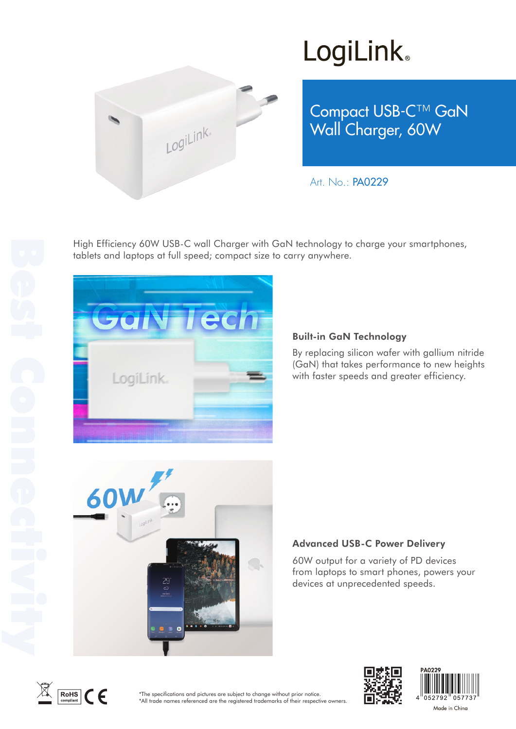# LogiLink

## Compact USB-C™ GaN Wall Charger, 60W

Art. No.: PA0229

High Efficiency 60W USB-C wall Charger with GaN technology to charge your smartphones, tablets and laptops at full speed; compact size to carry anywhere.

### Built-in GaN Technology

By replacing silicon wafer with gallium nitride (GaN) that takes performance to new heights with faster speeds and greater efficiency.

### Advanced USB-C Power Delivery

60W output for a variety of PD devices from laptops to smart phones, powers your devices at unprecedented speeds.

*The specifications and pictures are subject to change without prior notice.
*All trade names referenced are the registered trademarks of their respective owners.

PA0229

4 052792 057737

Made in China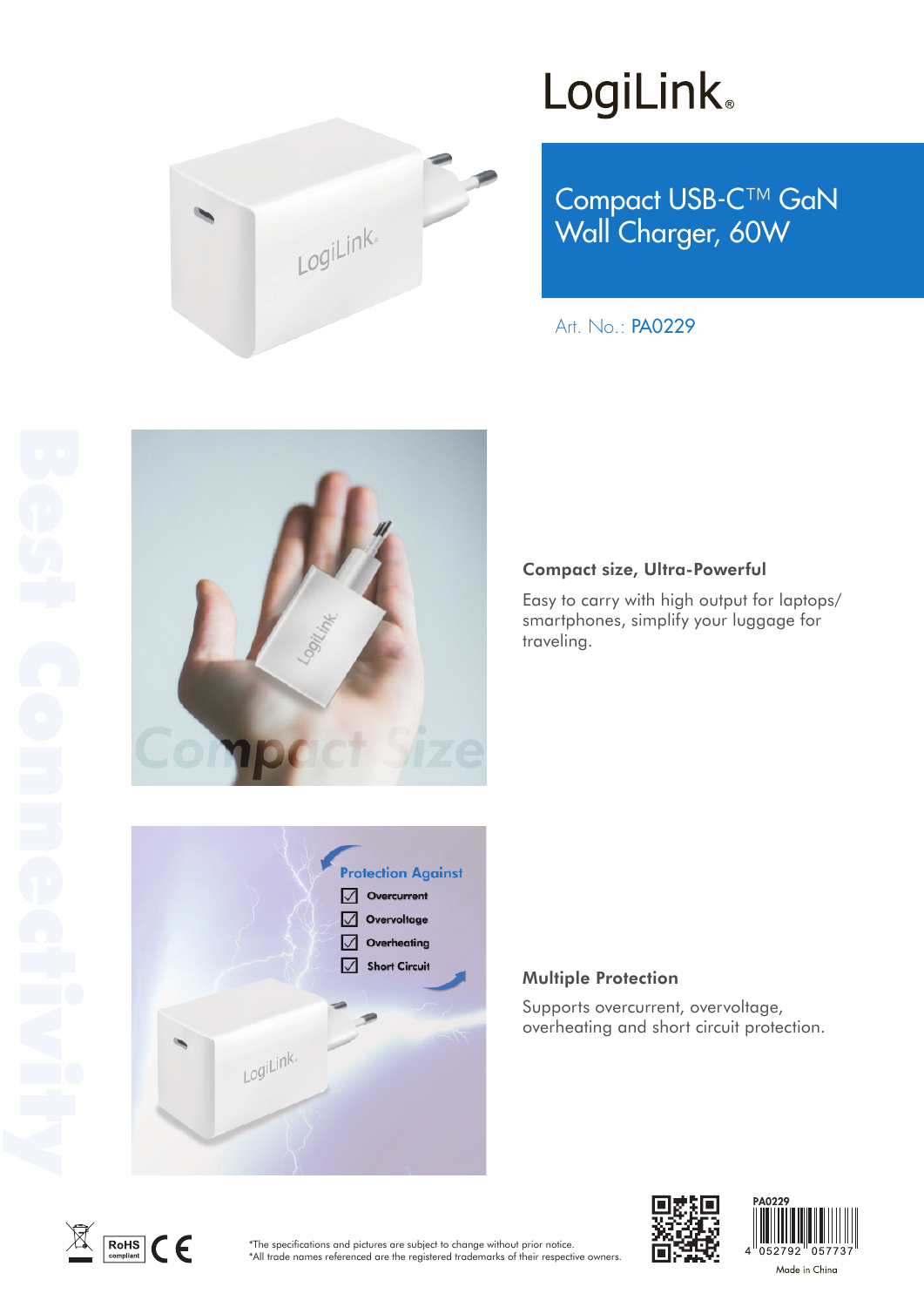# LogiLink

## Compact USB-C™ GaN Wall Charger, 60W

Art. No.: PA0229

### Compact size, Ultra-Powerful

Easy to carry with high output for laptops/ smartphones, simplify your luggage for traveling.

### Multiple Protection

Supports overcurrent, overvoltage, overheating and short circuit protection.

*The specifications and pictures are subject to change without prior notice.
*All trade names referenced are the registered trademarks of their respective owners.

PA0229

4 052792 057737

Made in China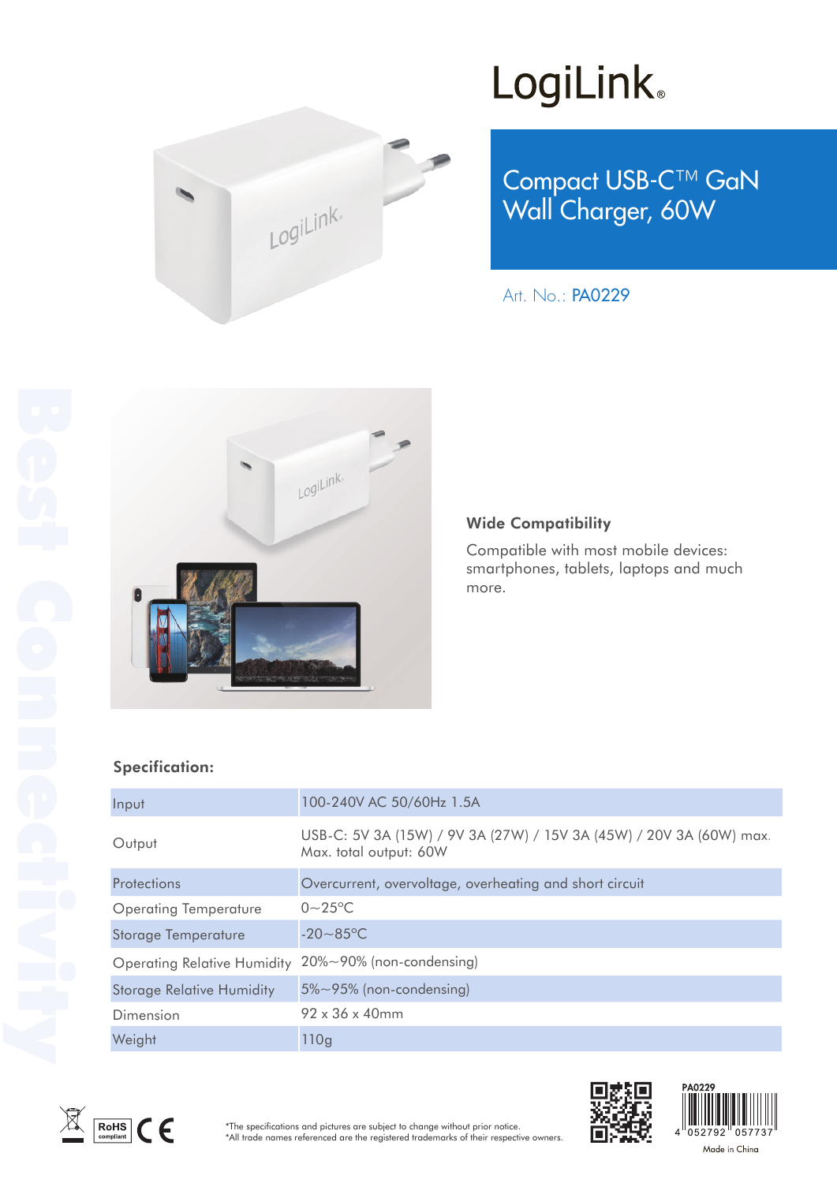# LogiLink®

## Compact USB-C™ GaN Wall Charger, 60W

Art. No.: PA0229

### Wide Compatibility

Compatible with most mobile devices: smartphones, tablets, laptops and much more.

### Specification:

| | |
|---|---|
| Input | 100-240V AC 50/60Hz 1.5A |
| Output | USB-C: 5V 3A (15W) / 9V 3A (27W) / 15V 3A (45W) / 20V 3A (60W) max. Max. total output: 60W |
| Protections | Overcurrent, overvoltage, overheating and short circuit |
| Operating Temperature | 0~25°C |
| Storage Temperature | -20~85°C |
| Operating Relative Humidity | 20%~90% (non-condensing) |
| Storage Relative Humidity | 5%~95% (non-condensing) |
| Dimension | 92 x 36 x 40mm |
| Weight | 110g |

*The specifications and pictures are subject to change without prior notice.
*All trade names referenced are the registered trademarks of their respective owners.

PA0229

4 052792 057737

Made in China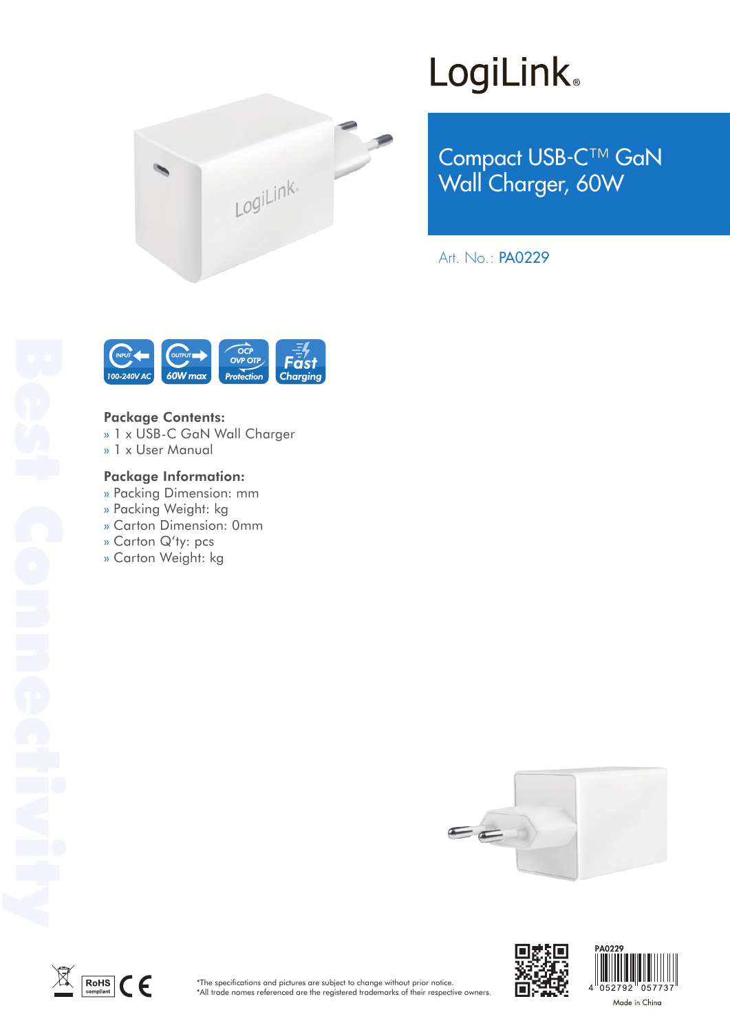# LogiLink

## Compact USB-C™ GaN Wall Charger, 60W

Art. No.: PA0229

INPUT 100-240V AC

OUTPUT 60W max

OCP OVP OTP Protection

Fast Charging

**Package Contents:**

» 1 x USB-C GaN Wall Charger
» 1 x User Manual

**Package Information:**

» Packing Dimension: mm
» Packing Weight: kg
» Carton Dimension: 0mm
» Carton Q'ty: pcs
» Carton Weight: kg

Best Connectivity

*The specifications and pictures are subject to change without prior notice.
*All trade names referenced are the registered trademarks of their respective owners.

PA0229

4 052792 057737

Made in China